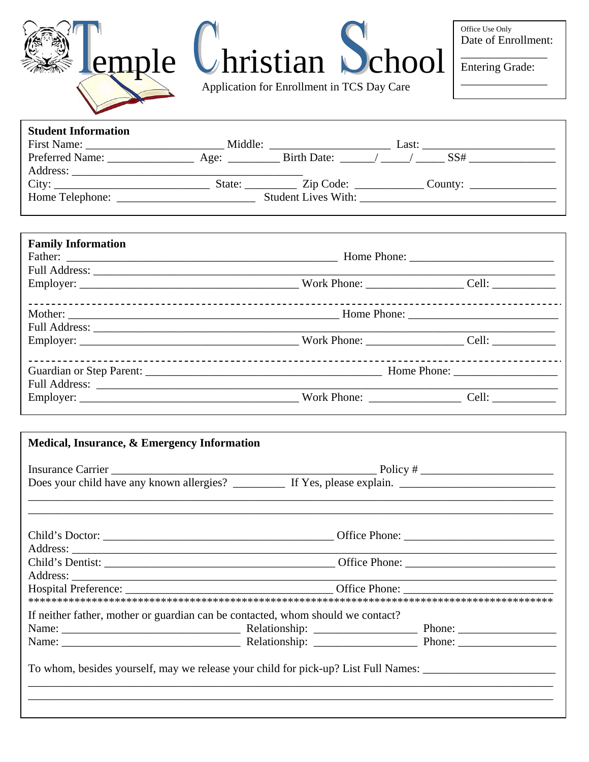# Temple Christian School

Application for Enrollment in TCS Day Care

Office Use Only
Date of Enrollment: _______________

Entering Grade: _______________

**Student Information**

First Name: ________________________ Middle: ______________________ Last: ________________________

Preferred Name: _______________ Age: _________ Birth Date: ______/ _____/ _____ SS# _______________

Address: ________________________________________

City: ___________________________ State: _________ Zip Code: ____________ County: _______________

Home Telephone: ________________________ Student Lives With: ___________________________________

**Family Information**

Father: _______________________________________________ Home Phone: _________________________

Full Address: ______________________________________________________________________________

Employer: ______________________________________ Work Phone: ________________ Cell: ___________

- - - - - - - - - - - - - - - - - - - - - - - - - - - - - - - - - - - - - - - - - - - - - - - - - - - - - - - -

Mother: _______________________________________________ Home Phone: __________________________

Full Address: ______________________________________________________________________________

Employer: ______________________________________ Work Phone: ________________ Cell: ___________

- - - - - - - - - - - - - - - - - - - - - - - - - - - - - - - - - - - - - - - - - - - - - - - - - - - - - - - -

Guardian or Step Parent: __________________________________________ Home Phone: _________________

Full Address: ______________________________________________________________________________

Employer: ______________________________________ Work Phone: ________________ Cell: ___________

**Medical, Insurance, & Emergency Information**

Insurance Carrier _______________________________________________ Policy # _______________________

Does your child have any known allergies? _________ If Yes, please explain. ___________________________

____________________________________________________________________________________________

____________________________________________________________________________________________

Child's Doctor: ________________________________________ Office Phone: __________________________

Address: ____________________________________________________________________________________

Child's Dentist: ________________________________________ Office Phone: __________________________

Address: ____________________________________________________________________________________

Hospital Preference: _____________________________________ Office Phone: __________________________

*****************************************************************************************

If neither father, mother or guardian can be contacted, whom should we contact?

Name: _______________________________ Relationship: __________________ Phone: ________________

Name: _______________________________ Relationship: __________________ Phone: ________________

To whom, besides yourself, may we release your child for pick-up? List Full Names: _______________________

____________________________________________________________________________________________

____________________________________________________________________________________________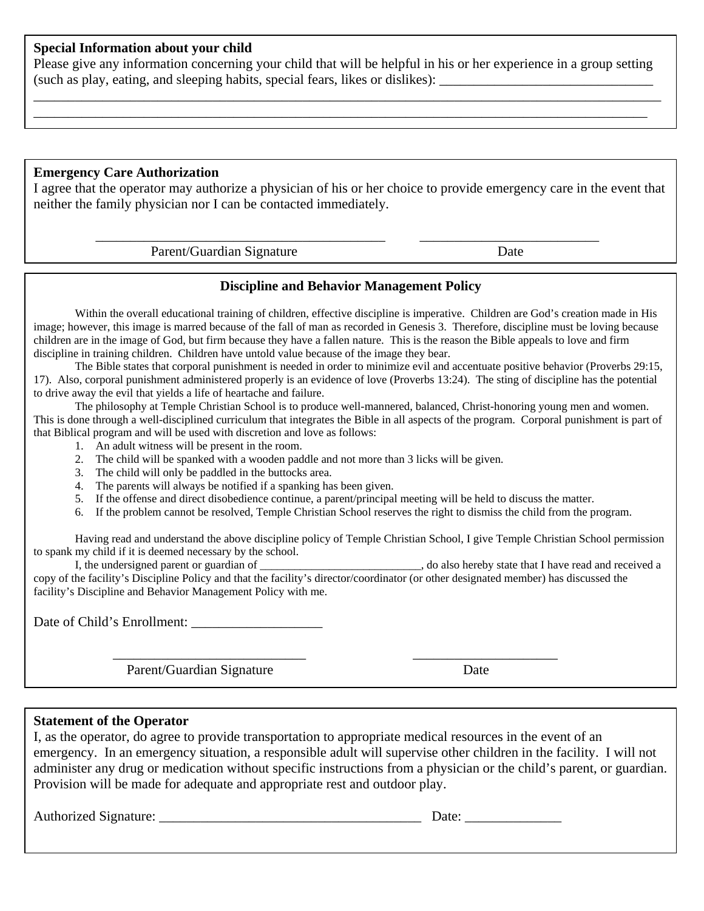**Special Information about your child**

Please give any information concerning your child that will be helpful in his or her experience in a group setting (such as play, eating, and sleeping habits, special fears, likes or dislikes): ________________________________

_______________________________________________________________________________________________

_______________________________________________________________________________________________

**Emergency Care Authorization**

I agree that the operator may authorize a physician of his or her choice to provide emergency care in the event that neither the family physician nor I can be contacted immediately.

_________________________________________ __________________________

Parent/Guardian Signature Date

**Discipline and Behavior Management Policy**

Within the overall educational training of children, effective discipline is imperative. Children are God's creation made in His image; however, this image is marred because of the fall of man as recorded in Genesis 3. Therefore, discipline must be loving because children are in the image of God, but firm because they have a fallen nature. This is the reason the Bible appeals to love and firm discipline in training children. Children have untold value because of the image they bear.

The Bible states that corporal punishment is needed in order to minimize evil and accentuate positive behavior (Proverbs 29:15, 17). Also, corporal punishment administered properly is an evidence of love (Proverbs 13:24). The sting of discipline has the potential to drive away the evil that yields a life of heartache and failure.

The philosophy at Temple Christian School is to produce well-mannered, balanced, Christ-honoring young men and women. This is done through a well-disciplined curriculum that integrates the Bible in all aspects of the program. Corporal punishment is part of that Biblical program and will be used with discretion and love as follows:

1. An adult witness will be present in the room.
2. The child will be spanked with a wooden paddle and not more than 3 licks will be given.
3. The child will only be paddled in the buttocks area.
4. The parents will always be notified if a spanking has been given.
5. If the offense and direct disobedience continue, a parent/principal meeting will be held to discuss the matter.
6. If the problem cannot be resolved, Temple Christian School reserves the right to dismiss the child from the program.

Having read and understand the above discipline policy of Temple Christian School, I give Temple Christian School permission to spank my child if it is deemed necessary by the school.

I, the undersigned parent or guardian of ____________________________, do also hereby state that I have read and received a copy of the facility's Discipline Policy and that the facility's director/coordinator (or other designated member) has discussed the facility's Discipline and Behavior Management Policy with me.

Date of Child's Enrollment: ___________________

____________________________ _____________________

Parent/Guardian Signature Date

**Statement of the Operator**

I, as the operator, do agree to provide transportation to appropriate medical resources in the event of an emergency. In an emergency situation, a responsible adult will supervise other children in the facility. I will not administer any drug or medication without specific instructions from a physician or the child's parent, or guardian. Provision will be made for adequate and appropriate rest and outdoor play.

Authorized Signature: ______________________________________ Date: ______________